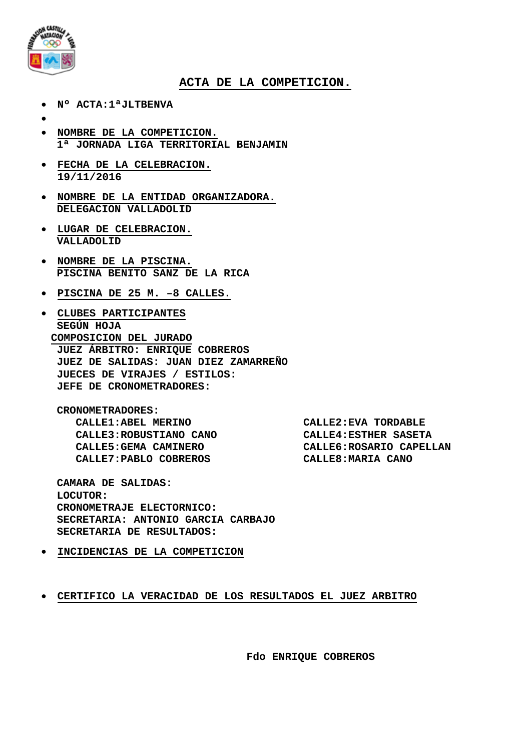# ACTA DE LA COMPETICION.

- **Nº ACTA:1ªJLTBENVA**
- 
- **NOMBRE DE LA COMPETICION.**
  **1ª JORNADA LIGA TERRITORIAL BENJAMIN**
- **FECHA DE LA CELEBRACION.**
  **19/11/2016**
- **NOMBRE DE LA ENTIDAD ORGANIZADORA.**
  **DELEGACION VALLADOLID**
- **LUGAR DE CELEBRACION.**
  **VALLADOLID**
- **NOMBRE DE LA PISCINA.**
  **PISCINA BENITO SANZ DE LA RICA**
- **PISCINA DE 25 M. –8 CALLES.**
- **CLUBES PARTICIPANTES**
  **SEGÚN HOJA**

**COMPOSICION DEL JURADO**

**JUEZ ÁRBITRO: ENRIQUE COBREROS**
**JUEZ DE SALIDAS: JUAN DIEZ ZAMARREÑO**
**JUECES DE VIRAJES / ESTILOS:**
**JEFE DE CRONOMETRADORES:**

**CRONOMETRADORES:**

**CALLE1:ABEL MERINO**
**CALLE2:EVA TORDABLE**
**CALLE3:ROBUSTIANO CANO**
**CALLE4:ESTHER SASETA**
**CALLE5:GEMA CAMINERO**
**CALLE6:ROSARIO CAPELLAN**
**CALLE7:PABLO COBREROS**
**CALLE8:MARIA CANO**

**CAMARA DE SALIDAS:**
**LOCUTOR:**
**CRONOMETRAJE ELECTORNICO:**
**SECRETARIA: ANTONIO GARCIA CARBAJO**
**SECRETARIA DE RESULTADOS:**

- **INCIDENCIAS DE LA COMPETICION**

- **CERTIFICO LA VERACIDAD DE LOS RESULTADOS EL JUEZ ARBITRO**

**Fdo ENRIQUE COBREROS**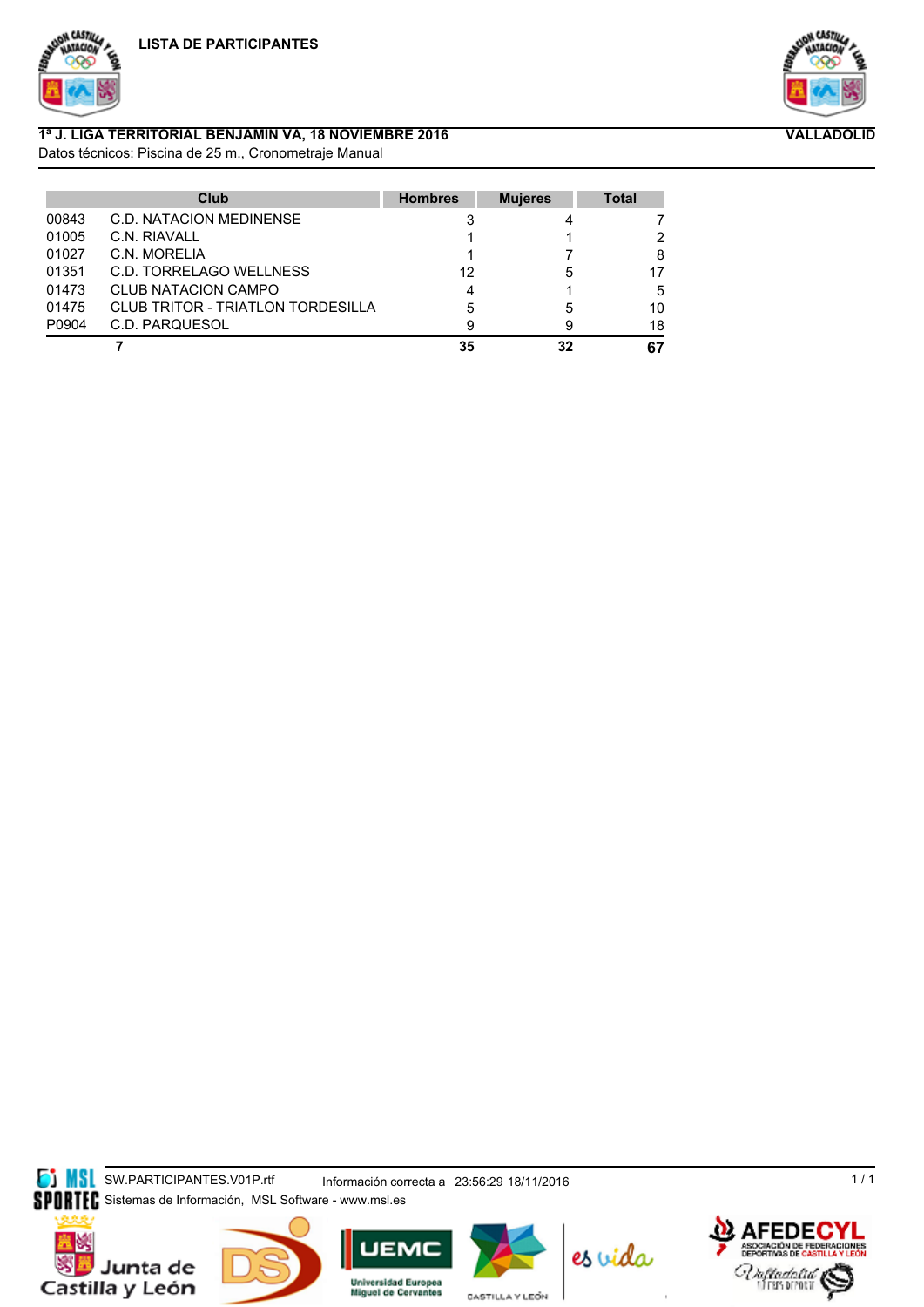# LISTA DE PARTICIPANTES

**1ª J. LIGA TERRITORIAL BENJAMIN VA, 18 NOVIEMBRE 2016** **VALLADOLID**

Datos técnicos: Piscina de 25 m., Cronometraje Manual

| | Club | Hombres | Mujeres | Total |
|---|---|---|---|---|
| 00843 | C.D. NATACION MEDINENSE | 3 | 4 | 7 |
| 01005 | C.N. RIAVALL | 1 | 1 | 2 |
| 01027 | C.N. MORELIA | 1 | 7 | 8 |
| 01351 | C.D. TORRELAGO WELLNESS | 12 | 5 | 17 |
| 01473 | CLUB NATACION CAMPO | 4 | 1 | 5 |
| 01475 | CLUB TRITOR - TRIATLON TORDESILLA | 5 | 5 | 10 |
| P0904 | C.D. PARQUESOL | 9 | 9 | 18 |
| | **7** | **35** | **32** | **67** |

SW.PARTICIPANTES.V01P.rtf — Información correcta a 23:56:29 18/11/2016

Sistemas de Información, MSL Software - www.msl.es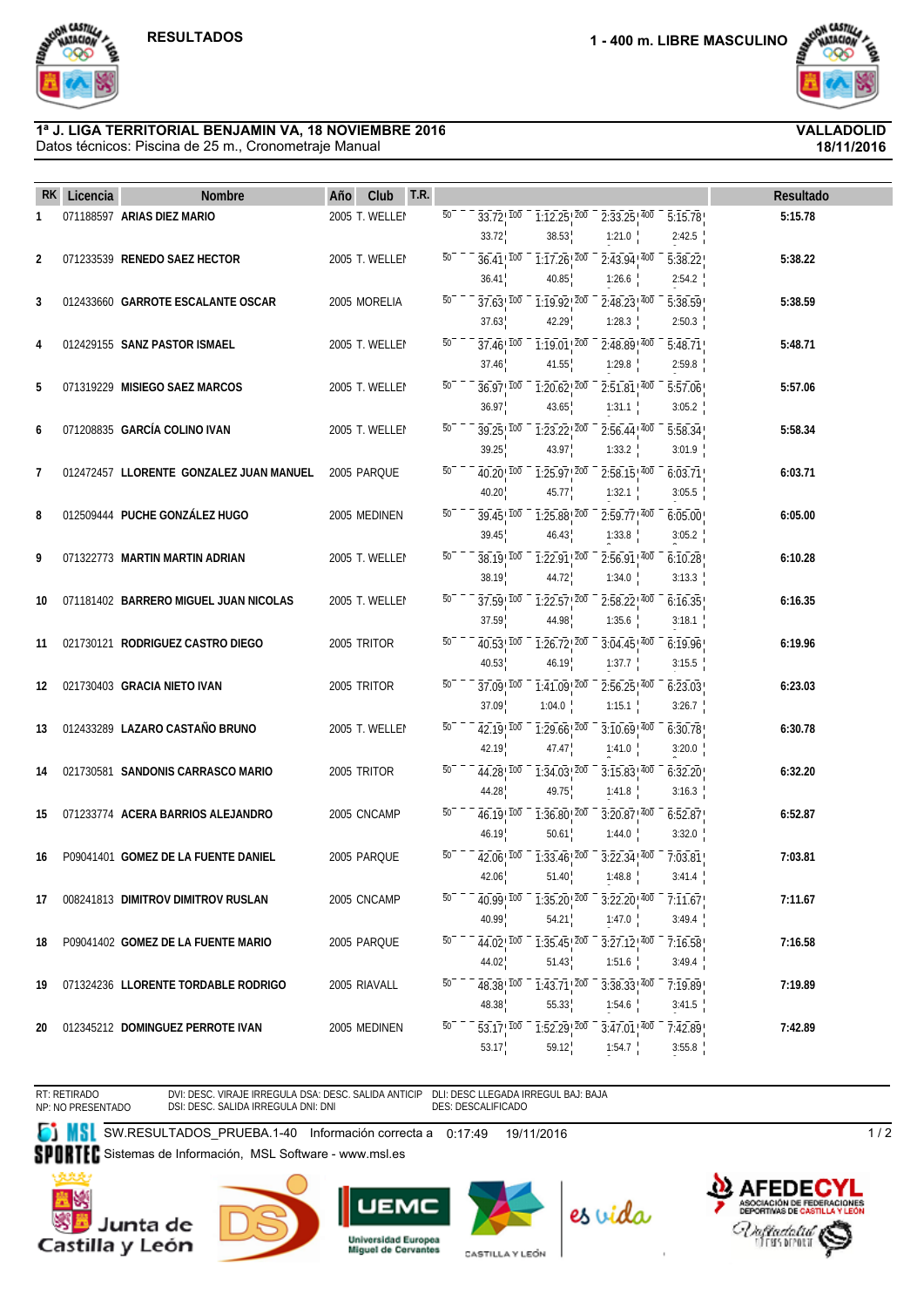# RESULTADOS

## 1 - 400 m. LIBRE MASCULINO

**1ª J. LIGA TERRITORIAL BENJAMIN VA, 18 NOVIEMBRE 2016** — **VALLADOLID**

Datos técnicos: Piscina de 25 m., Cronometraje Manual — **18/11/2016**

| RK | Licencia | Nombre | Año | Club | T.R. | 50 | 100 | 200 | 400 | Resultado |
|---|---|---|---|---|---|---|---|---|---|---|
| 1 | 071188597 | ARIAS DIEZ MARIO | 2005 | T. WELLEN | | | 33.72 / 33.72 | 1:12.25 / 38.53 | 2:33.25 / 1:21.0 | 5:15.78 / 2:42.5 | 5:15.78 |
| 2 | 071233539 | RENEDO SAEZ HECTOR | 2005 | T. WELLEN | | | 36.41 / 36.41 | 1:17.26 / 40.85 | 2:43.94 / 1:26.6 | 5:38.22 / 2:54.2 | 5:38.22 |
| 3 | 012433660 | GARROTE ESCALANTE OSCAR | 2005 | MORELIA | | | 37.63 / 37.63 | 1:19.92 / 42.29 | 2:48.23 / 1:28.3 | 5:38.59 / 2:50.3 | 5:38.59 |
| 4 | 012429155 | SANZ PASTOR ISMAEL | 2005 | T. WELLEN | | | 37.46 / 37.46 | 1:19.01 / 41.55 | 2:48.89 / 1:29.8 | 5:48.71 / 2:59.8 | 5:48.71 |
| 5 | 071319229 | MISIEGO SAEZ MARCOS | 2005 | T. WELLEN | | | 36.97 / 36.97 | 1:20.62 / 43.65 | 2:51.81 / 1:31.1 | 5:57.06 / 3:05.2 | 5:57.06 |
| 6 | 071208835 | GARCÍA COLINO IVAN | 2005 | T. WELLEN | | | 39.25 / 39.25 | 1:23.22 / 43.97 | 2:56.44 / 1:33.2 | 5:58.34 / 3:01.9 | 5:58.34 |
| 7 | 012472457 | LLORENTE GONZALEZ JUAN MANUEL | 2005 | PARQUE | | | 40.20 / 40.20 | 1:25.97 / 45.77 | 2:58.15 / 1:32.1 | 6:03.71 / 3:05.5 | 6:03.71 |
| 8 | 012509444 | PUCHE GONZÁLEZ HUGO | 2005 | MEDINEN | | | 39.45 / 39.45 | 1:25.88 / 46.43 | 2:59.77 / 1:33.8 | 6:05.00 / 3:05.2 | 6:05.00 |
| 9 | 071322773 | MARTIN MARTIN ADRIAN | 2005 | T. WELLEN | | | 38.19 / 38.19 | 1:22.91 / 44.72 | 2:56.91 / 1:34.0 | 6:10.28 / 3:13.3 | 6:10.28 |
| 10 | 071181402 | BARRERO MIGUEL JUAN NICOLAS | 2005 | T. WELLEN | | | 37.59 / 37.59 | 1:22.57 / 44.98 | 2:58.22 / 1:35.6 | 6:16.35 / 3:18.1 | 6:16.35 |
| 11 | 021730121 | RODRIGUEZ CASTRO DIEGO | 2005 | TRITOR | | | 40.53 / 40.53 | 1:26.72 / 46.19 | 3:04.45 / 1:37.7 | 6:19.96 / 3:15.5 | 6:19.96 |
| 12 | 021730403 | GRACIA NIETO IVAN | 2005 | TRITOR | | | 37.09 / 37.09 | 1:41.09 / 1:04.0 | 2:56.25 / 1:15.1 | 6:23.03 / 3:26.7 | 6:23.03 |
| 13 | 012433289 | LAZARO CASTAÑO BRUNO | 2005 | T. WELLEN | | | 42.19 / 42.19 | 1:29.66 / 47.47 | 3:10.69 / 1:41.0 | 6:30.78 / 3:20.0 | 6:30.78 |
| 14 | 021730581 | SANDONIS CARRASCO MARIO | 2005 | TRITOR | | | 44.28 / 44.28 | 1:34.03 / 49.75 | 3:15.83 / 1:41.8 | 6:32.20 / 3:16.3 | 6:32.20 |
| 15 | 071233774 | ACERA BARRIOS ALEJANDRO | 2005 | CNCAMP | | | 46.19 / 46.19 | 1:36.80 / 50.61 | 3:20.87 / 1:44.0 | 6:52.87 / 3:32.0 | 6:52.87 |
| 16 | P09041401 | GOMEZ DE LA FUENTE DANIEL | 2005 | PARQUE | | | 42.06 / 42.06 | 1:33.46 / 51.40 | 3:22.34 / 1:48.8 | 7:03.81 / 3:41.4 | 7:03.81 |
| 17 | 008241813 | DIMITROV DIMITROV RUSLAN | 2005 | CNCAMP | | | 40.99 / 40.99 | 1:35.20 / 54.21 | 3:22.20 / 1:47.0 | 7:11.67 / 3:49.4 | 7:11.67 |
| 18 | P09041402 | GOMEZ DE LA FUENTE MARIO | 2005 | PARQUE | | | 44.02 / 44.02 | 1:35.45 / 51.43 | 3:27.12 / 1:51.6 | 7:16.58 / 3:49.4 | 7:16.58 |
| 19 | 071324236 | LLORENTE TORDABLE RODRIGO | 2005 | RIAVALL | | | 48.38 / 48.38 | 1:43.71 / 55.33 | 3:38.33 / 1:54.6 | 7:19.89 / 3:41.5 | 7:19.89 |
| 20 | 012345212 | DOMINGUEZ PERROTE IVAN | 2005 | MEDINEN | | | 53.17 / 53.17 | 1:52.29 / 59.12 | 3:47.01 / 1:54.7 | 7:42.89 / 3:55.8 | 7:42.89 |

RT: RETIRADO
NP: NO PRESENTADO
DVI: DESC. VIRAJE IRREGULA DSA: DESC. SALIDA ANTICIP
DSI: DESC. SALIDA IRREGULA DNI: DNI
DLI: DESC LLEGADA IRREGUL BAJ: BAJA
DES: DESCALIFICADO

SW.RESULTADOS_PRUEBA.1-40 Información correcta a 0:17:49 19/11/2016

Sistemas de Información, MSL Software - www.msl.es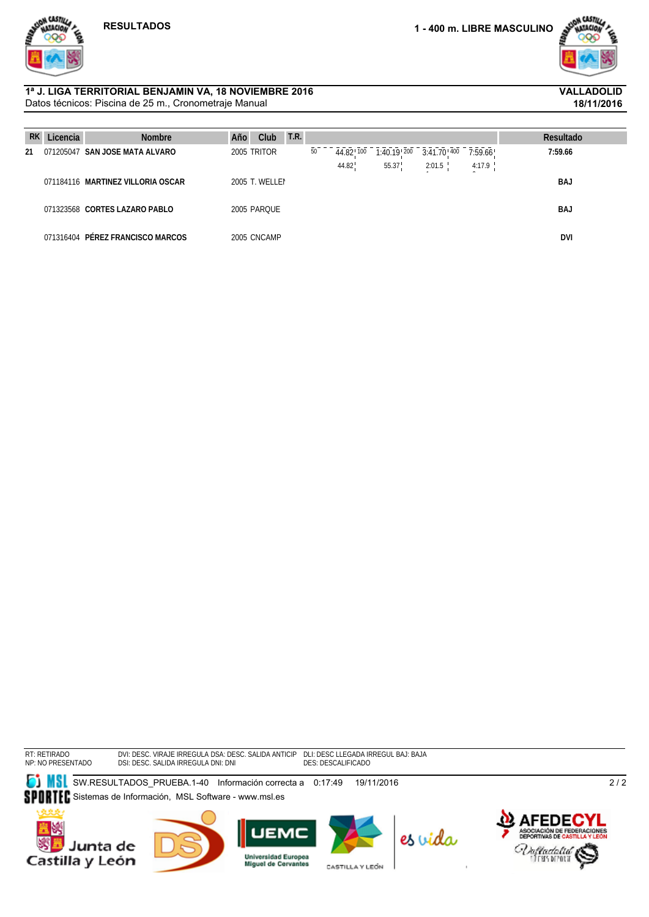**RESULTADOS**

**1 - 400 m. LIBRE MASCULINO**

**1ª J. LIGA TERRITORIAL BENJAMIN VA, 18 NOVIEMBRE 2016**
Datos técnicos: Piscina de 25 m., Cronometraje Manual

**VALLADOLID**
**18/11/2016**

| RK | Licencia | Nombre | Año | Club | T.R. | 50 | 100 | 200 | 400 | Resultado |
|---|---|---|---|---|---|---|---|---|---|---|
| 21 | 071205047 | **SAN JOSE MATA ALVARO** | 2005 | TRITOR | | 44.82 (44.82) | 1:40.19 (55.37) | 3:41.70 (2:01.5) | 7:59.66 (4:17.9) | **7:59.66** |
| | 071184116 | **MARTINEZ VILLORIA OSCAR** | 2005 | T. WELLEI | | | | | | **BAJ** |
| | 071323568 | **CORTES LAZARO PABLO** | 2005 | PARQUE | | | | | | **BAJ** |
| | 071316404 | **PÉREZ FRANCISCO MARCOS** | 2005 | CNCAMP | | | | | | **DVI** |

RT: RETIRADO
NP: NO PRESENTADO
DVI: DESC. VIRAJE IRREGULA DSA: DESC. SALIDA ANTICIP
DSI: DESC. SALIDA IRREGULA DNI: DNI
DLI: DESC LLEGADA IRREGUL BAJ: BAJA
DES: DESCALIFICADO

SW.RESULTADOS_PRUEBA.1-40 Información correcta a 0:17:49 19/11/2016
Sistemas de Información, MSL Software - www.msl.es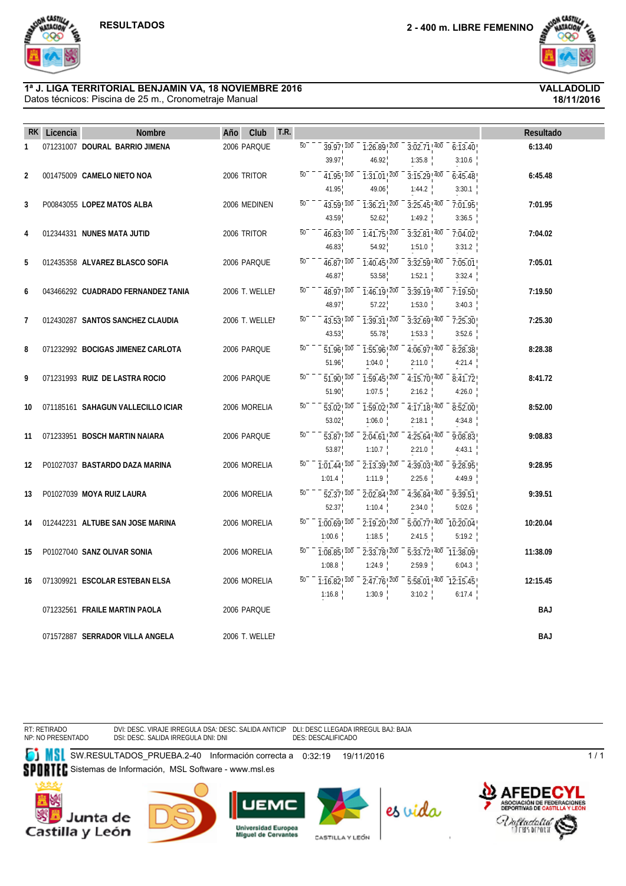RESULTADOS

2 - 400 m. LIBRE FEMENINO

**1ª J. LIGA TERRITORIAL BENJAMIN VA, 18 NOVIEMBRE 2016**
Datos técnicos: Piscina de 25 m., Cronometraje Manual

**VALLADOLID**
**18/11/2016**

| RK | Licencia | Nombre | Año | Club | T.R. | 50 | 100 | 200 | 400 | Resultado |
|---|---|---|---|---|---|---|---|---|---|---|
| 1 | 071231007 | **DOURAL BARRIO JIMENA** | 2006 | PARQUE | | 39.97 / 39.97 | 1:26.89 / 46.92 | 3:02.71 / 1:35.8 | 6:13.40 / 3:10.6 | **6:13.40** |
| 2 | 001475009 | **CAMELO NIETO NOA** | 2006 | TRITOR | | 41.95 / 41.95 | 1:31.01 / 49.06 | 3:15.29 / 1:44.2 | 6:45.48 / 3:30.1 | **6:45.48** |
| 3 | P00843055 | **LOPEZ MATOS ALBA** | 2006 | MEDINEN | | 43.59 / 43.59 | 1:36.21 / 52.62 | 3:25.45 / 1:49.2 | 7:01.95 / 3:36.5 | **7:01.95** |
| 4 | 012344331 | **NUNES MATA JUTID** | 2006 | TRITOR | | 46.83 / 46.83 | 1:41.75 / 54.92 | 3:32.81 / 1:51.0 | 7:04.02 / 3:31.2 | **7:04.02** |
| 5 | 012435358 | **ALVAREZ BLASCO SOFIA** | 2006 | PARQUE | | 46.87 / 46.87 | 1:40.45 / 53.58 | 3:32.59 / 1:52.1 | 7:05.01 / 3:32.4 | **7:05.01** |
| 6 | 043466292 | **CUADRADO FERNANDEZ TANIA** | 2006 | T. WELLEI | | 48.97 / 48.97 | 1:46.19 / 57.22 | 3:39.19 / 1:53.0 | 7:19.50 / 3:40.3 | **7:19.50** |
| 7 | 012430287 | **SANTOS SANCHEZ CLAUDIA** | 2006 | T. WELLEI | | 43.53 / 43.53 | 1:39.31 / 55.78 | 3:32.69 / 1:53.3 | 7:25.30 / 3:52.6 | **7:25.30** |
| 8 | 071232992 | **BOCIGAS JIMENEZ CARLOTA** | 2006 | PARQUE | | 51.96 / 51.96 | 1:55.96 / 1:04.0 | 4:06.97 / 2:11.0 | 8:28.38 / 4:21.4 | **8:28.38** |
| 9 | 071231993 | **RUIZ DE LASTRA ROCIO** | 2006 | PARQUE | | 51.90 / 51.90 | 1:59.45 / 1:07.5 | 4:15.70 / 2:16.2 | 8:41.72 / 4:26.0 | **8:41.72** |
| 10 | 071185161 | **SAHAGUN VALLECILLO ICIAR** | 2006 | MORELIA | | 53.02 / 53.02 | 1:59.02 / 1:06.0 | 4:17.18 / 2:18.1 | 8:52.00 / 4:34.8 | **8:52.00** |
| 11 | 071233951 | **BOSCH MARTIN NAIARA** | 2006 | PARQUE | | 53.87 / 53.87 | 2:04.61 / 1:10.7 | 4:25.64 / 2:21.0 | 9:08.83 / 4:43.1 | **9:08.83** |
| 12 | P01027037 | **BASTARDO DAZA MARINA** | 2006 | MORELIA | | 1:01.44 / 1:01.4 | 2:13.39 / 1:11.9 | 4:39.03 / 2:25.6 | 9:28.95 / 4:49.9 | **9:28.95** |
| 13 | P01027039 | **MOYA RUIZ LAURA** | 2006 | MORELIA | | 52.37 / 52.37 | 2:02.84 / 1:10.4 | 4:36.84 / 2:34.0 | 9:39.51 / 5:02.6 | **9:39.51** |
| 14 | 012442231 | **ALTUBE SAN JOSE MARINA** | 2006 | MORELIA | | 1:00.69 / 1:00.6 | 2:19.20 / 1:18.5 | 5:00.77 / 2:41.5 | 10:20.04 / 5:19.2 | **10:20.04** |
| 15 | P01027040 | **SANZ OLIVAR SONIA** | 2006 | MORELIA | | 1:08.85 / 1:08.8 | 2:33.78 / 1:24.9 | 5:33.72 / 2:59.9 | 11:38.09 / 6:04.3 | **11:38.09** |
| 16 | 071309921 | **ESCOLAR ESTEBAN ELSA** | 2006 | MORELIA | | 1:16.82 / 1:16.8 | 2:47.76 / 1:30.9 | 5:58.01 / 3:10.2 | 12:15.45 / 6:17.4 | **12:15.45** |
| | 071232561 | **FRAILE MARTIN PAOLA** | 2006 | PARQUE | | | | | | **BAJ** |
| | 071572887 | **SERRADOR VILLA ANGELA** | 2006 | T. WELLEI | | | | | | **BAJ** |

RT: RETIRADO
NP: NO PRESENTADO
DVI: DESC. VIRAJE IRREGULA DSA: DESC. SALIDA ANTICIP
DSI: DESC. SALIDA IRREGULA DNI: DNI
DLI: DESC LLEGADA IRREGUL BAJ: BAJA
DES: DESCALIFICADO

SW.RESULTADOS_PRUEBA.2-40 Información correcta a 0:32:19 19/11/2016
Sistemas de Información, MSL Software - www.msl.es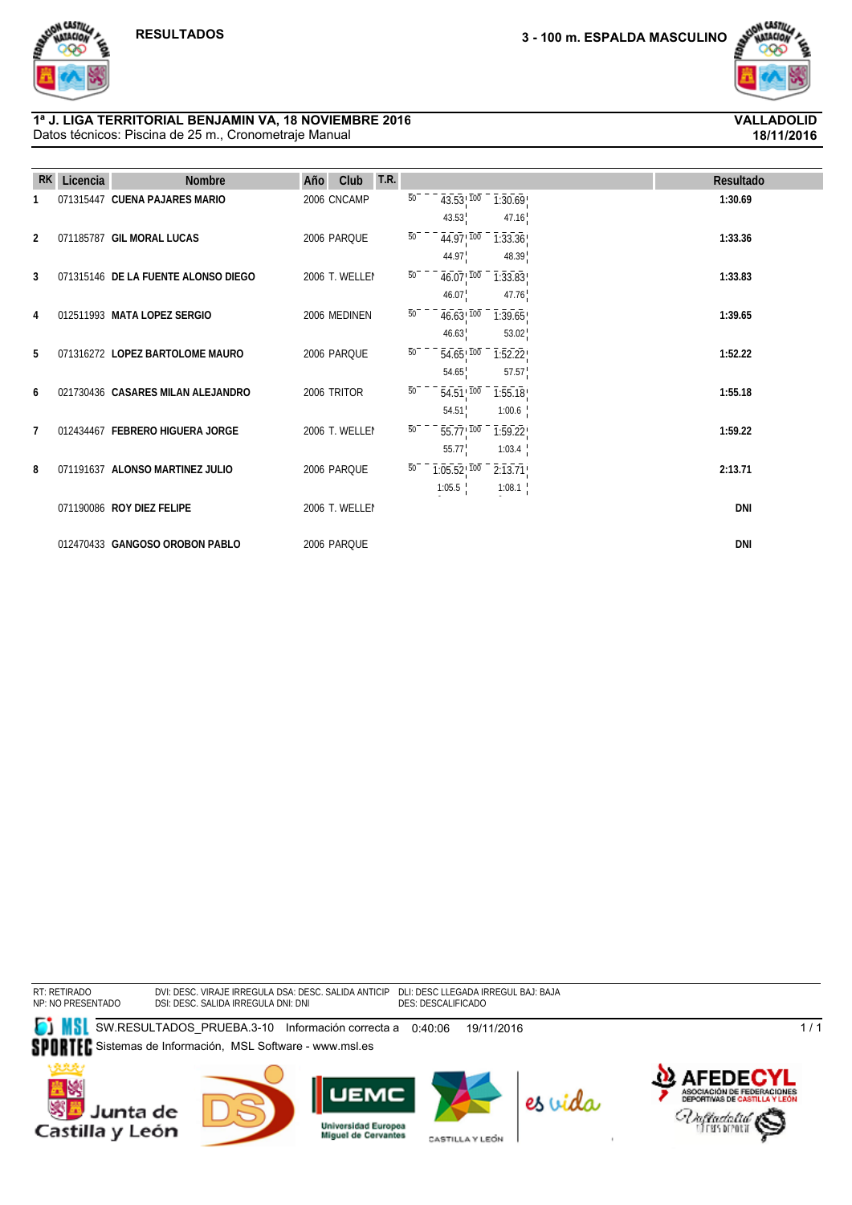RESULTADOS

**3 - 100 m. ESPALDA MASCULINO**

**1ª J. LIGA TERRITORIAL BENJAMIN VA, 18 NOVIEMBRE 2016**
Datos técnicos: Piscina de 25 m., Cronometraje Manual

**VALLADOLID**
**18/11/2016**

| RK | Licencia | Nombre | Año | Club | T.R. | Parciales | Resultado |
|---|---|---|---|---|---|---|---|
| 1 | 071315447 | **CUENA PAJARES MARIO** | 2006 | CNCAMP | | 50: 43.53 (43.53) / 100: 1:30.69 (47.16) | **1:30.69** |
| 2 | 071185787 | **GIL MORAL LUCAS** | 2006 | PARQUE | | 50: 44.97 (44.97) / 100: 1:33.36 (48.39) | **1:33.36** |
| 3 | 071315146 | **DE LA FUENTE ALONSO DIEGO** | 2006 | T. WELLEI | | 50: 46.07 (46.07) / 100: 1:33.83 (47.76) | **1:33.83** |
| 4 | 012511993 | **MATA LOPEZ SERGIO** | 2006 | MEDINEN | | 50: 46.63 (46.63) / 100: 1:39.65 (53.02) | **1:39.65** |
| 5 | 071316272 | **LOPEZ BARTOLOME MAURO** | 2006 | PARQUE | | 50: 54.65 (54.65) / 100: 1:52.22 (57.57) | **1:52.22** |
| 6 | 021730436 | **CASARES MILAN ALEJANDRO** | 2006 | TRITOR | | 50: 54.51 (54.51) / 100: 1:55.18 (1:00.6) | **1:55.18** |
| 7 | 012434467 | **FEBRERO HIGUERA JORGE** | 2006 | T. WELLEI | | 50: 55.77 (55.77) / 100: 1:59.22 (1:03.4) | **1:59.22** |
| 8 | 071191637 | **ALONSO MARTINEZ JULIO** | 2006 | PARQUE | | 50: 1:05.52 (1:05.5) / 100: 2:13.71 (1:08.1) | **2:13.71** |
| | 071190086 | **ROY DIEZ FELIPE** | 2006 | T. WELLEI | | | **DNI** |
| | 012470433 | **GANGOSO OROBON PABLO** | 2006 | PARQUE | | | **DNI** |

RT: RETIRADO
NP: NO PRESENTADO
DVI: DESC. VIRAJE IRREGULA DSA: DESC. SALIDA ANTICIP
DSI: DESC. SALIDA IRREGULA DNI: DNI
DLI: DESC LLEGADA IRREGUL BAJ: BAJA
DES: DESCALIFICADO

SW.RESULTADOS_PRUEBA.3-10 Información correcta a 0:40:06 19/11/2016
Sistemas de Información, MSL Software - www.msl.es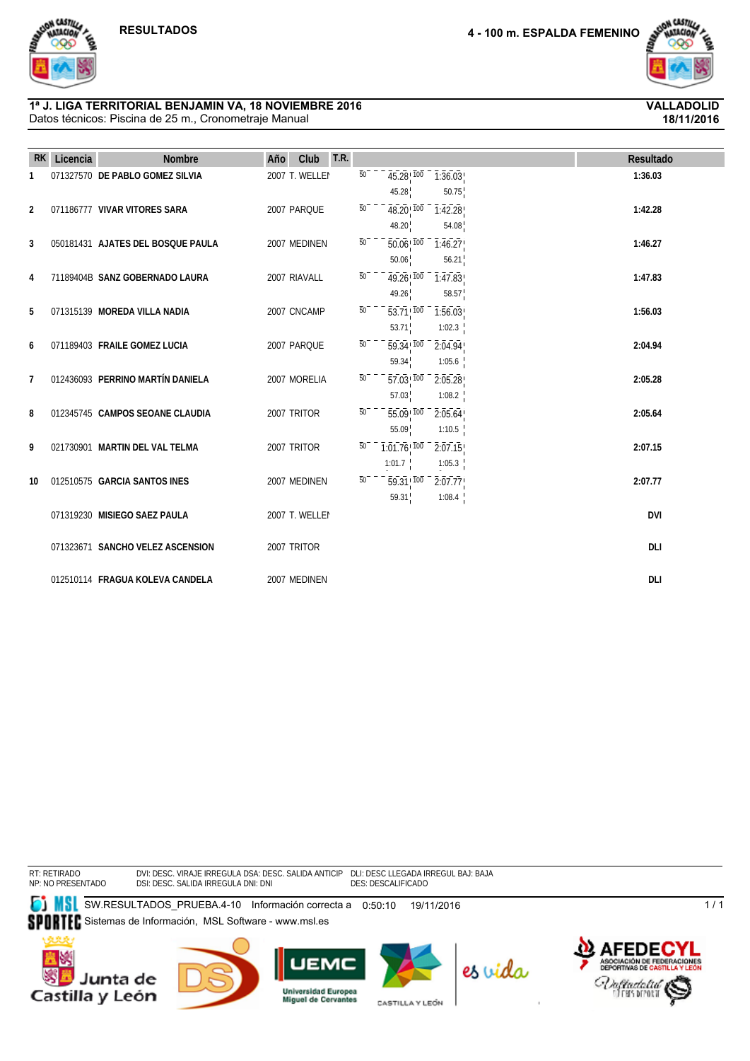RESULTADOS

**4 - 100 m. ESPALDA FEMENINO**

**1ª J. LIGA TERRITORIAL BENJAMIN VA, 18 NOVIEMBRE 2016**
Datos técnicos: Piscina de 25 m., Cronometraje Manual

**VALLADOLID**
**18/11/2016**

| RK | Licencia | Nombre | Año | Club | T.R. | Parciales | Resultado |
|---|---|---|---|---|---|---|---|
| 1 | 071327570 | **DE PABLO GOMEZ SILVIA** | 2007 | T. WELLEN | | 50: 45.28 (45.28) · 100: 1:36.03 (50.75) | **1:36.03** |
| 2 | 071186777 | **VIVAR VITORES SARA** | 2007 | PARQUE | | 50: 48.20 (48.20) · 100: 1:42.28 (54.08) | **1:42.28** |
| 3 | 050181431 | **AJATES DEL BOSQUE PAULA** | 2007 | MEDINEN | | 50: 50.06 (50.06) · 100: 1:46.27 (56.21) | **1:46.27** |
| 4 | 71189404B | **SANZ GOBERNADO LAURA** | 2007 | RIAVALL | | 50: 49.26 (49.26) · 100: 1:47.83 (58.57) | **1:47.83** |
| 5 | 071315139 | **MOREDA VILLA NADIA** | 2007 | CNCAMP | | 50: 53.71 (53.71) · 100: 1:56.03 (1:02.3) | **1:56.03** |
| 6 | 071189403 | **FRAILE GOMEZ LUCIA** | 2007 | PARQUE | | 50: 59.34 (59.34) · 100: 2:04.94 (1:05.6) | **2:04.94** |
| 7 | 012436093 | **PERRINO MARTÍN DANIELA** | 2007 | MORELIA | | 50: 57.03 (57.03) · 100: 2:05.28 (1:08.2) | **2:05.28** |
| 8 | 012345745 | **CAMPOS SEOANE CLAUDIA** | 2007 | TRITOR | | 50: 55.09 (55.09) · 100: 2:05.64 (1:10.5) | **2:05.64** |
| 9 | 021730901 | **MARTIN DEL VAL TELMA** | 2007 | TRITOR | | 50: 1:01.76 (1:01.7) · 100: 2:07.15 (1:05.3) | **2:07.15** |
| 10 | 012510575 | **GARCIA SANTOS INES** | 2007 | MEDINEN | | 50: 59.31 (59.31) · 100: 2:07.77 (1:08.4) | **2:07.77** |
| | 071319230 | **MISIEGO SAEZ PAULA** | 2007 | T. WELLEN | | | **DVI** |
| | 071323671 | **SANCHO VELEZ ASCENSION** | 2007 | TRITOR | | | **DLI** |
| | 012510114 | **FRAGUA KOLEVA CANDELA** | 2007 | MEDINEN | | | **DLI** |

RT: RETIRADO
NP: NO PRESENTADO
DVI: DESC. VIRAJE IRREGULA DSA: DESC. SALIDA ANTICIP
DSI: DESC. SALIDA IRREGULA DNI: DNI
DLI: DESC LLEGADA IRREGUL BAJ: BAJA
DES: DESCALIFICADO

SW.RESULTADOS_PRUEBA.4-10 Información correcta a 0:50:10 19/11/2016
Sistemas de Información, MSL Software - www.msl.es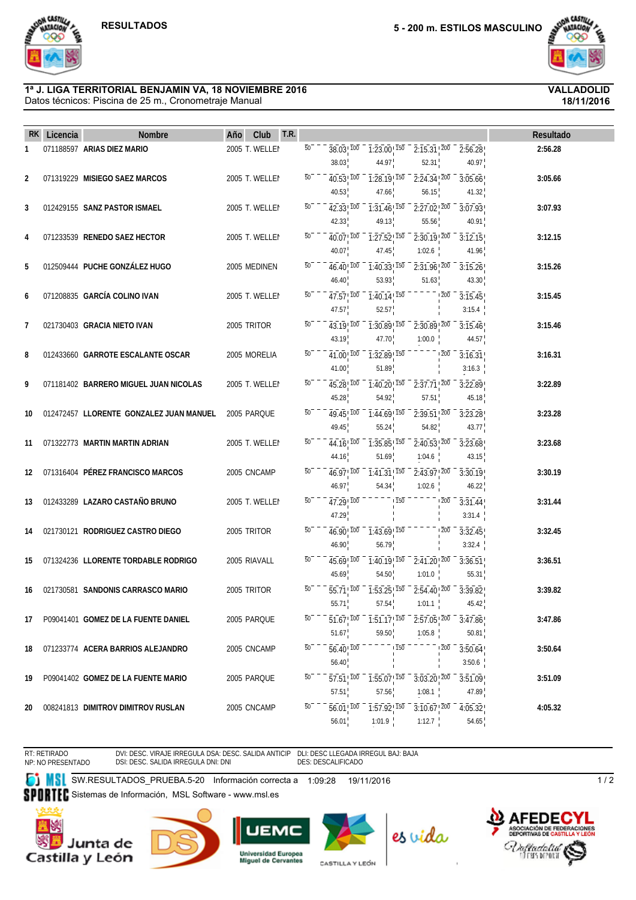RESULTADOS

5 - 200 m. ESTILOS MASCULINO

**1ª J. LIGA TERRITORIAL BENJAMIN VA, 18 NOVIEMBRE 2016**
Datos técnicos: Piscina de 25 m., Cronometraje Manual

**VALLADOLID**
**18/11/2016**

| RK | Licencia | Nombre | Año | Club | T.R. | 50 | 100 | 150 | 200 | Resultado |
|---|---|---|---|---|---|---|---|---|---|---|
| 1 | 071188597 | **ARIAS DIEZ MARIO** | 2005 | T. WELLEN | | 38.03 / 38.03 | 1:23.00 / 44.97 | 2:15.31 / 52.31 | 2:56.28 / 40.97 | **2:56.28** |
| 2 | 071319229 | **MISIEGO SAEZ MARCOS** | 2005 | T. WELLEN | | 40.53 / 40.53 | 1:28.19 / 47.66 | 2:24.34 / 56.15 | 3:05.66 / 41.32 | **3:05.66** |
| 3 | 012429155 | **SANZ PASTOR ISMAEL** | 2005 | T. WELLEN | | 42.33 / 42.33 | 1:31.46 / 49.13 | 2:27.02 / 55.56 | 3:07.93 / 40.91 | **3:07.93** |
| 4 | 071233539 | **RENEDO SAEZ HECTOR** | 2005 | T. WELLEN | | 40.07 / 40.07 | 1:27.52 / 47.45 | 2:30.19 / 1:02.6 | 3:12.15 / 41.96 | **3:12.15** |
| 5 | 012509444 | **PUCHE GONZÁLEZ HUGO** | 2005 | MEDINEN | | 46.40 / 46.40 | 1:40.33 / 53.93 | 2:31.96 / 51.63 | 3:15.26 / 43.30 | **3:15.26** |
| 6 | 071208835 | **GARCÍA COLINO IVAN** | 2005 | T. WELLEN | | 47.57 / 47.57 | 1:40.14 / 52.57 | | 3:15.45 / 3:15.4 | **3:15.45** |
| 7 | 021730403 | **GRACIA NIETO IVAN** | 2005 | TRITOR | | 43.19 / 43.19 | 1:30.89 / 47.70 | 2:30.89 / 1:00.0 | 3:15.46 / 44.57 | **3:15.46** |
| 8 | 012433660 | **GARROTE ESCALANTE OSCAR** | 2005 | MORELIA | | 41.00 / 41.00 | 1:32.89 / 51.89 | | 3:16.31 / 3:16.3 | **3:16.31** |
| 9 | 071181402 | **BARRERO MIGUEL JUAN NICOLAS** | 2005 | T. WELLEN | | 45.28 / 45.28 | 1:40.20 / 54.92 | 2:37.71 / 57.51 | 3:22.89 / 45.18 | **3:22.89** |
| 10 | 012472457 | **LLORENTE GONZALEZ JUAN MANUEL** | 2005 | PARQUE | | 49.45 / 49.45 | 1:44.69 / 55.24 | 2:39.51 / 54.82 | 3:23.28 / 43.77 | **3:23.28** |
| 11 | 071322773 | **MARTIN MARTIN ADRIAN** | 2005 | T. WELLEN | | 44.16 / 44.16 | 1:35.85 / 51.69 | 2:40.53 / 1:04.6 | 3:23.68 / 43.15 | **3:23.68** |
| 12 | 071316404 | **PÉREZ FRANCISCO MARCOS** | 2005 | CNCAMP | | 46.97 / 46.97 | 1:41.31 / 54.34 | 2:43.97 / 1:02.6 | 3:30.19 / 46.22 | **3:30.19** |
| 13 | 012433289 | **LAZARO CASTAÑO BRUNO** | 2005 | T. WELLEN | | 47.29 / 47.29 | | | 3:31.44 / 3:31.4 | **3:31.44** |
| 14 | 021730121 | **RODRIGUEZ CASTRO DIEGO** | 2005 | TRITOR | | 46.90 / 46.90 | 1:43.69 / 56.79 | | 3:32.45 / 3:32.4 | **3:32.45** |
| 15 | 071324236 | **LLORENTE TORDABLE RODRIGO** | 2005 | RIAVALL | | 45.69 / 45.69 | 1:40.19 / 54.50 | 2:41.20 / 1:01.0 | 3:36.51 / 55.31 | **3:36.51** |
| 16 | 021730581 | **SANDONIS CARRASCO MARIO** | 2005 | TRITOR | | 55.71 / 55.71 | 1:53.25 / 57.54 | 2:54.40 / 1:01.1 | 3:39.82 / 45.42 | **3:39.82** |
| 17 | P09041401 | **GOMEZ DE LA FUENTE DANIEL** | 2005 | PARQUE | | 51.67 / 51.67 | 1:51.17 / 59.50 | 2:57.05 / 1:05.8 | 3:47.86 / 50.81 | **3:47.86** |
| 18 | 071233774 | **ACERA BARRIOS ALEJANDRO** | 2005 | CNCAMP | | 56.40 / 56.40 | | | 3:50.64 / 3:50.6 | **3:50.64** |
| 19 | P09041402 | **GOMEZ DE LA FUENTE MARIO** | 2005 | PARQUE | | 57.51 / 57.51 | 1:55.07 / 57.56 | 3:03.20 / 1:08.1 | 3:51.09 / 47.89 | **3:51.09** |
| 20 | 008241813 | **DIMITROV DIMITROV RUSLAN** | 2005 | CNCAMP | | 56.01 / 56.01 | 1:57.92 / 1:01.9 | 3:10.67 / 1:12.7 | 4:05.32 / 54.65 | **4:05.32** |

RT: RETIRADO
NP: NO PRESENTADO
DVI: DESC. VIRAJE IRREGULA DSA: DESC. SALIDA ANTICIP
DSI: DESC. SALIDA IRREGULA DNI: DNI
DLI: DESC LLEGADA IRREGUL BAJ: BAJA
DES: DESCALIFICADO

SW.RESULTADOS_PRUEBA.5-20 Información correcta a 1:09:28 19/11/2016

Sistemas de Información, MSL Software - www.msl.es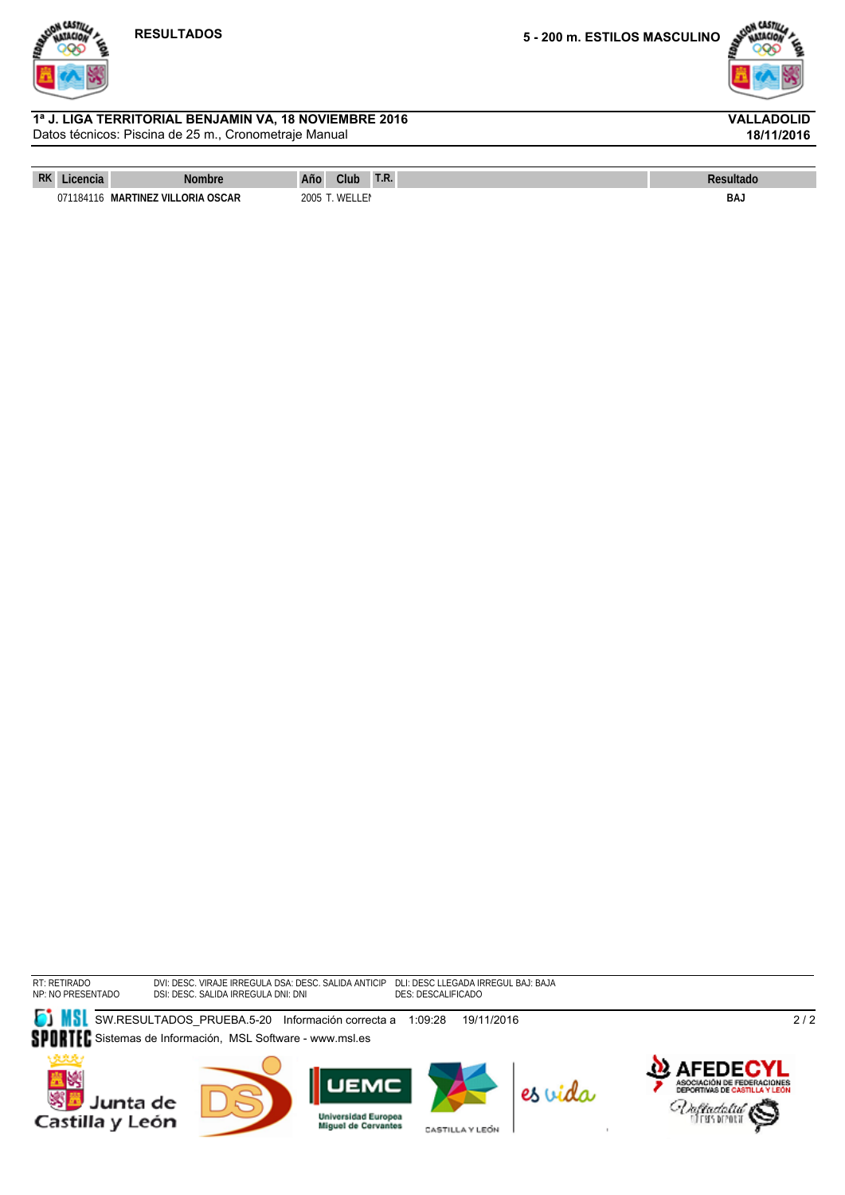**RESULTADOS**

**5 - 200 m. ESTILOS MASCULINO**

**1ª J. LIGA TERRITORIAL BENJAMIN VA, 18 NOVIEMBRE 2016**
Datos técnicos: Piscina de 25 m., Cronometraje Manual

**VALLADOLID**
**18/11/2016**

| RK | Licencia | Nombre | Año | Club | T.R. | | Resultado |
|---|---|---|---|---|---|---|---|
| | 071184116 | **MARTINEZ VILLORIA OSCAR** | 2005 | T. WELLEN | | | **BAJ** |

RT: RETIRADO
NP: NO PRESENTADO
DVI: DESC. VIRAJE IRREGULA DSA: DESC. SALIDA ANTICIP
DSI: DESC. SALIDA IRREGULA DNI: DNI
DLI: DESC LLEGADA IRREGUL BAJ: BAJA
DES: DESCALIFICADO

SW.RESULTADOS_PRUEBA.5-20 Información correcta a 1:09:28 19/11/2016
Sistemas de Información, MSL Software - www.msl.es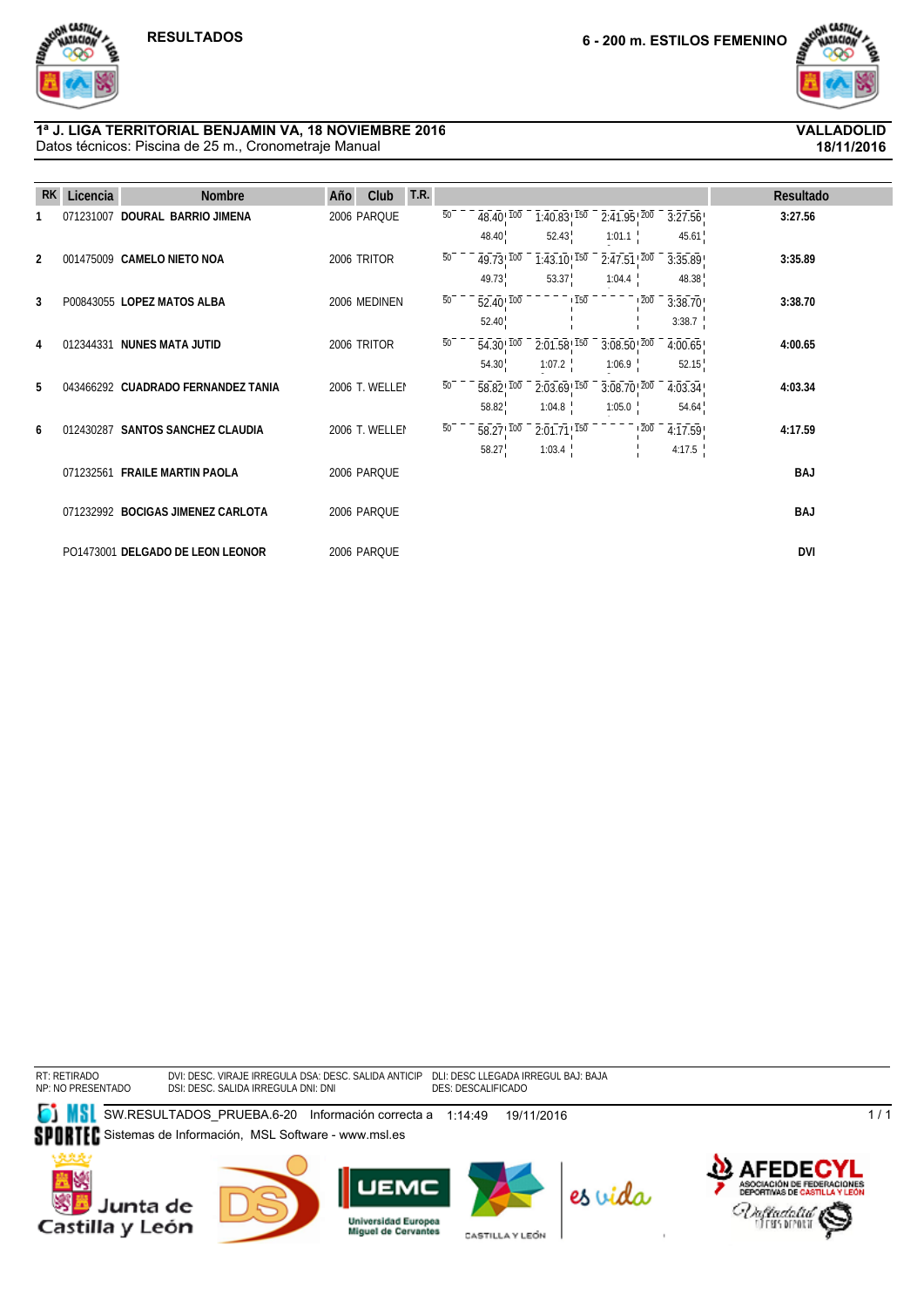RESULTADOS

## 6 - 200 m. ESTILOS FEMENINO

**1ª J. LIGA TERRITORIAL BENJAMIN VA, 18 NOVIEMBRE 2016** — **VALLADOLID**

Datos técnicos: Piscina de 25 m., Cronometraje Manual — **18/11/2016**

| RK | Licencia | Nombre | Año | Club | T.R. | 50 | 100 | 150 | 200 | Resultado |
|---|---|---|---|---|---|---|---|---|---|---|
| 1 | 071231007 | **DOURAL BARRIO JIMENA** | 2006 | PARQUE | | 48.40 (48.40) | 1:40.83 (52.43) | 2:41.95 (1:01.1) | 3:27.56 (45.61) | **3:27.56** |
| 2 | 001475009 | **CAMELO NIETO NOA** | 2006 | TRITOR | | 49.73 (49.73) | 1:43.10 (53.37) | 2:47.51 (1:04.4) | 3:35.89 (48.38) | **3:35.89** |
| 3 | P00843055 | **LOPEZ MATOS ALBA** | 2006 | MEDINEN | | 52.40 (52.40) | | | 3:38.70 (3:38.7) | **3:38.70** |
| 4 | 012344331 | **NUNES MATA JUTID** | 2006 | TRITOR | | 54.30 (54.30) | 2:01.58 (1:07.2) | 3:08.50 (1:06.9) | 4:00.65 (52.15) | **4:00.65** |
| 5 | 043466292 | **CUADRADO FERNANDEZ TANIA** | 2006 | T. WELLEI | | 58.82 (58.82) | 2:03.69 (1:04.8) | 3:08.70 (1:05.0) | 4:03.34 (54.64) | **4:03.34** |
| 6 | 012430287 | **SANTOS SANCHEZ CLAUDIA** | 2006 | T. WELLEI | | 58.27 (58.27) | 2:01.71 (1:03.4) | | 4:17.59 (4:17.5) | **4:17.59** |
| | 071232561 | **FRAILE MARTIN PAOLA** | 2006 | PARQUE | | | | | | **BAJ** |
| | 071232992 | **BOCIGAS JIMENEZ CARLOTA** | 2006 | PARQUE | | | | | | **BAJ** |
| | PO1473001 | **DELGADO DE LEON LEONOR** | 2006 | PARQUE | | | | | | **DVI** |

RT: RETIRADO
NP: NO PRESENTADO
DVI: DESC. VIRAJE IRREGULA DSA: DESC. SALIDA ANTICIP
DSI: DESC. SALIDA IRREGULA DNI: DNI
DLI: DESC LLEGADA IRREGUL BAJ: BAJA
DES: DESCALIFICADO

SW.RESULTADOS_PRUEBA.6-20 Información correcta a 1:14:49 19/11/2016

Sistemas de Información, MSL Software - www.msl.es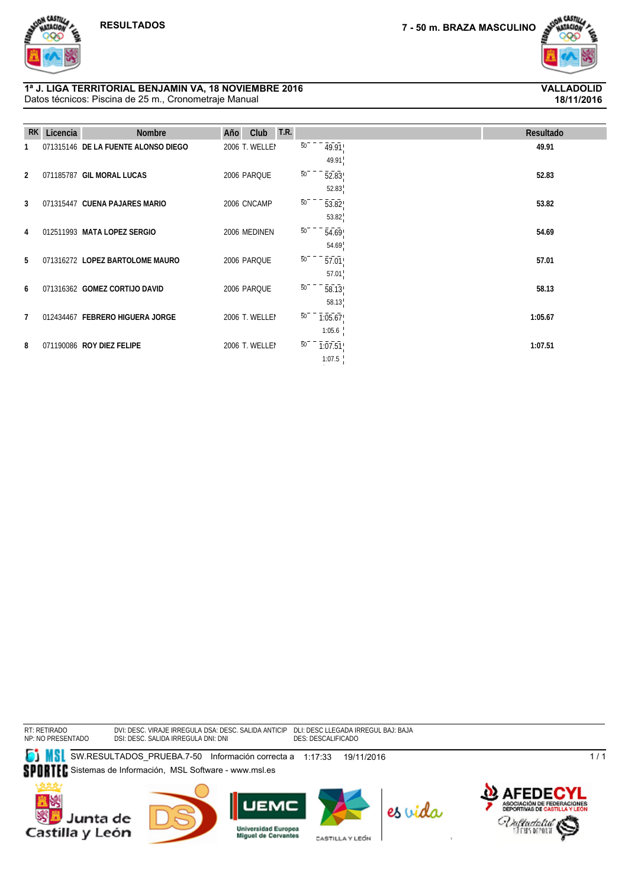RESULTADOS

## 7 - 50 m. BRAZA MASCULINO

**1ª J. LIGA TERRITORIAL BENJAMIN VA, 18 NOVIEMBRE 2016**
Datos técnicos: Piscina de 25 m., Cronometraje Manual

**VALLADOLID**
**18/11/2016**

| RK | Licencia | Nombre | Año | Club | T.R. | Parciales | Resultado |
|---|---|---|---|---|---|---|---|
| 1 | 071315146 | **DE LA FUENTE ALONSO DIEGO** | 2006 | T. WELLEI | | 50 49.91 / 49.91 | **49.91** |
| 2 | 071185787 | **GIL MORAL LUCAS** | 2006 | PARQUE | | 50 52.83 / 52.83 | **52.83** |
| 3 | 071315447 | **CUENA PAJARES MARIO** | 2006 | CNCAMP | | 50 53.82 / 53.82 | **53.82** |
| 4 | 012511993 | **MATA LOPEZ SERGIO** | 2006 | MEDINEN | | 50 54.69 / 54.69 | **54.69** |
| 5 | 071316272 | **LOPEZ BARTOLOME MAURO** | 2006 | PARQUE | | 50 57.01 / 57.01 | **57.01** |
| 6 | 071316362 | **GOMEZ CORTIJO DAVID** | 2006 | PARQUE | | 50 58.13 / 58.13 | **58.13** |
| 7 | 012434467 | **FEBRERO HIGUERA JORGE** | 2006 | T. WELLEI | | 50 1:05.67 / 1:05.6 | **1:05.67** |
| 8 | 071190086 | **ROY DIEZ FELIPE** | 2006 | T. WELLEI | | 50 1:07.51 / 1:07.5 | **1:07.51** |

RT: RETIRADO
NP: NO PRESENTADO
DVI: DESC. VIRAJE IRREGULA DSA: DESC. SALIDA ANTICIP
DSI: DESC. SALIDA IRREGULA DNI: DNI
DLI: DESC LLEGADA IRREGUL BAJ: BAJA
DES: DESCALIFICADO

SW.RESULTADOS_PRUEBA.7-50 Información correcta a 1:17:33 19/11/2016
Sistemas de Información, MSL Software - www.msl.es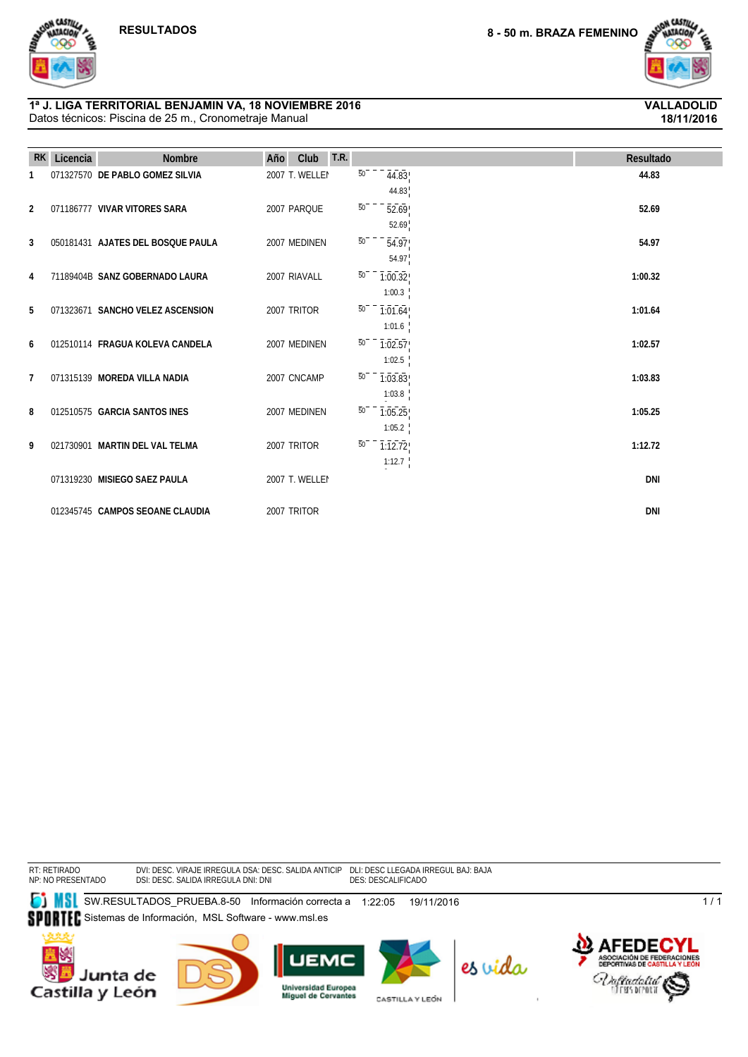**RESULTADOS**

**8 - 50 m. BRAZA FEMENINO**

**1ª J. LIGA TERRITORIAL BENJAMIN VA, 18 NOVIEMBRE 2016**

Datos técnicos: Piscina de 25 m., Cronometraje Manual

**VALLADOLID**
**18/11/2016**

| RK | Licencia | Nombre | Año | Club | T.R. | | Resultado |
|---|---|---|---|---|---|---|---|
| 1 | 071327570 | **DE PABLO GOMEZ SILVIA** | 2007 | T. WELLEI | | 50 44.83 44.83 | **44.83** |
| 2 | 071186777 | **VIVAR VITORES SARA** | 2007 | PARQUE | | 50 52.69 52.69 | **52.69** |
| 3 | 050181431 | **AJATES DEL BOSQUE PAULA** | 2007 | MEDINEN | | 50 54.97 54.97 | **54.97** |
| 4 | 71189404B | **SANZ GOBERNADO LAURA** | 2007 | RIAVALL | | 50 1:00.32 1:00.3 | **1:00.32** |
| 5 | 071323671 | **SANCHO VELEZ ASCENSION** | 2007 | TRITOR | | 50 1:01.64 1:01.6 | **1:01.64** |
| 6 | 012510114 | **FRAGUA KOLEVA CANDELA** | 2007 | MEDINEN | | 50 1:02.57 1:02.5 | **1:02.57** |
| 7 | 071315139 | **MOREDA VILLA NADIA** | 2007 | CNCAMP | | 50 1:03.83 1:03.8 | **1:03.83** |
| 8 | 012510575 | **GARCIA SANTOS INES** | 2007 | MEDINEN | | 50 1:05.25 1:05.2 | **1:05.25** |
| 9 | 021730901 | **MARTIN DEL VAL TELMA** | 2007 | TRITOR | | 50 1:12.72 1:12.7 | **1:12.72** |
| | 071319230 | **MISIEGO SAEZ PAULA** | 2007 | T. WELLEI | | | **DNI** |
| | 012345745 | **CAMPOS SEOANE CLAUDIA** | 2007 | TRITOR | | | **DNI** |

RT: RETIRADO
NP: NO PRESENTADO
DVI: DESC. VIRAJE IRREGULA DSA: DESC. SALIDA ANTICIP
DSI: DESC. SALIDA IRREGULA DNI: DNI
DLI: DESC LLEGADA IRREGUL BAJ: BAJA
DES: DESCALIFICADO

SW.RESULTADOS_PRUEBA.8-50 Información correcta a 1:22:05 19/11/2016

Sistemas de Información, MSL Software - www.msl.es